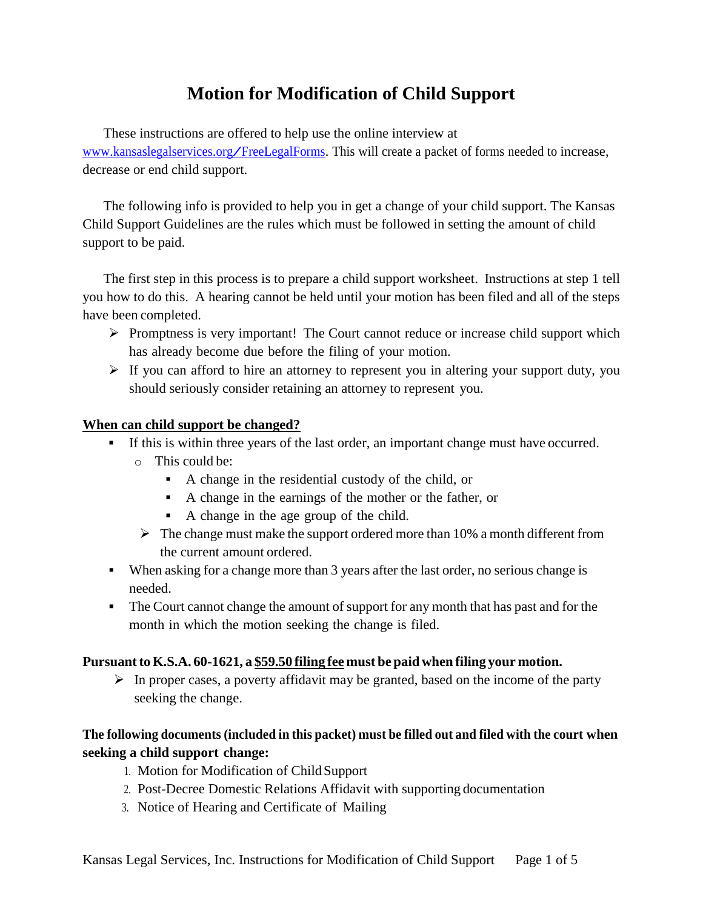# Motion for Modification of Child Support

These instructions are offered to help use the online interview at www.kansaslegalservices.org/FreeLegalForms. This will create a packet of forms needed to increase, decrease or end child support.

The following info is provided to help you in get a change of your child support. The Kansas Child Support Guidelines are the rules which must be followed in setting the amount of child support to be paid.

The first step in this process is to prepare a child support worksheet. Instructions at step 1 tell you how to do this. A hearing cannot be held until your motion has been filed and all of the steps have been completed.

- Promptness is very important! The Court cannot reduce or increase child support which has already become due before the filing of your motion.
- If you can afford to hire an attorney to represent you in altering your support duty, you should seriously consider retaining an attorney to represent you.

**When can child support be changed?**

- If this is within three years of the last order, an important change must have occurred.
  - This could be:
    - A change in the residential custody of the child, or
    - A change in the earnings of the mother or the father, or
    - A change in the age group of the child.
  - The change must make the support ordered more than 10% a month different from the current amount ordered.
- When asking for a change more than 3 years after the last order, no serious change is needed.
- The Court cannot change the amount of support for any month that has past and for the month in which the motion seeking the change is filed.

**Pursuant to K.S.A. 60-1621, a $59.50 filing fee must be paid when filing your motion.**

- In proper cases, a poverty affidavit may be granted, based on the income of the party seeking the change.

**The following documents (included in this packet) must be filled out and filed with the court when seeking a child support change:**

1. Motion for Modification of Child Support
2. Post-Decree Domestic Relations Affidavit with supporting documentation
3. Notice of Hearing and Certificate of Mailing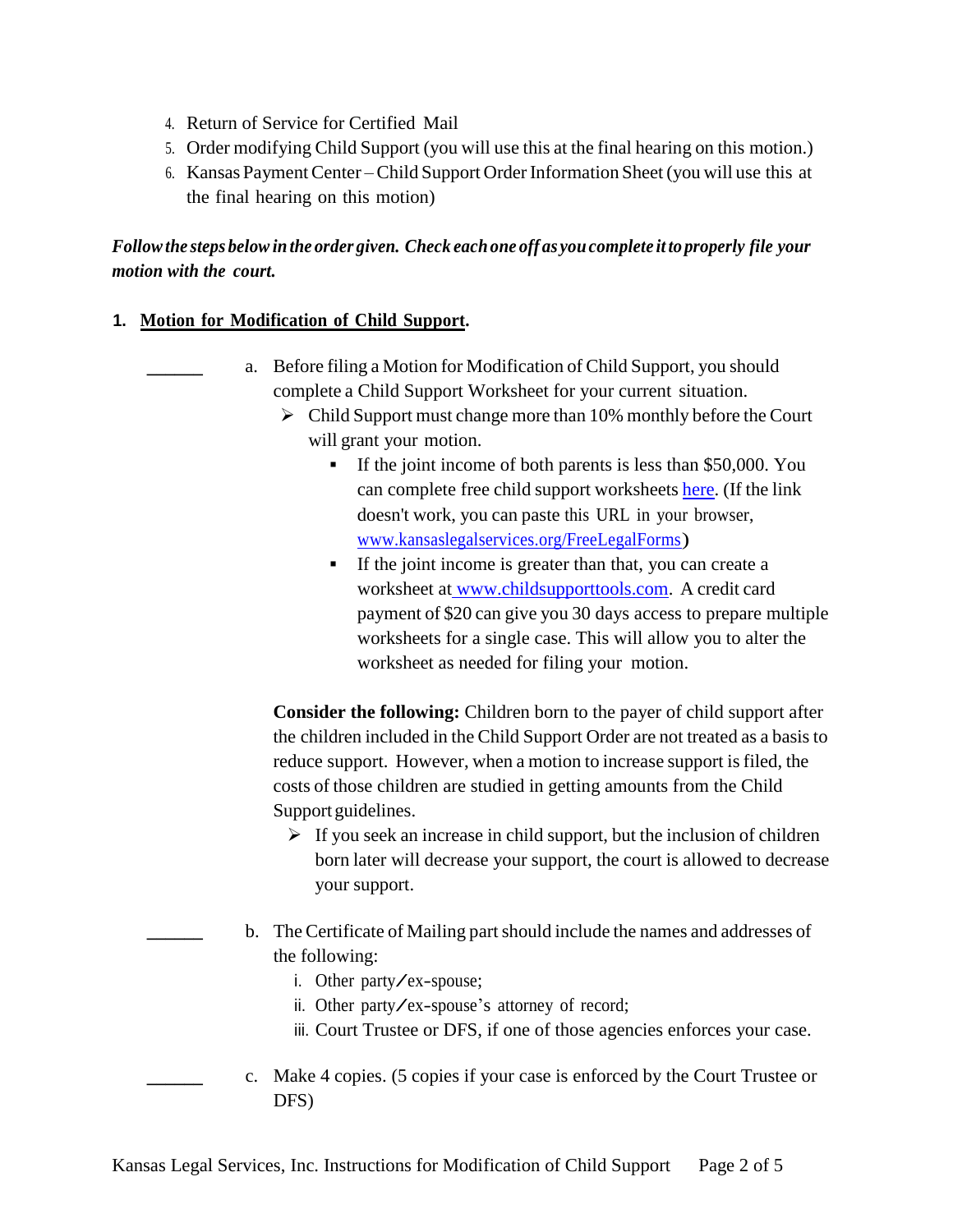4. Return of Service for Certified Mail
5. Order modifying Child Support (you will use this at the final hearing on this motion.)
6. Kansas Payment Center – Child Support Order Information Sheet (you will use this at the final hearing on this motion)

***Follow the steps below in the order given. Check each one off as you complete it to properly file your motion with the court.***

**1. Motion for Modification of Child Support.**

______ a. Before filing a Motion for Modification of Child Support, you should complete a Child Support Worksheet for your current situation.

- Child Support must change more than 10% monthly before the Court will grant your motion.
  - If the joint income of both parents is less than $50,000. You can complete free child support worksheets [here](www.kansaslegalservices.org/FreeLegalForms). (If the link doesn't work, you can paste this URL in your browser, www.kansaslegalservices.org/FreeLegalForms)
  - If the joint income is greater than that, you can create a worksheet at www.childsupporttools.com. A credit card payment of $20 can give you 30 days access to prepare multiple worksheets for a single case. This will allow you to alter the worksheet as needed for filing your motion.

**Consider the following:** Children born to the payer of child support after the children included in the Child Support Order are not treated as a basis to reduce support. However, when a motion to increase support is filed, the costs of those children are studied in getting amounts from the Child Support guidelines.

- If you seek an increase in child support, but the inclusion of children born later will decrease your support, the court is allowed to decrease your support.

______ b. The Certificate of Mailing part should include the names and addresses of the following:

i. Other party/ex-spouse;
ii. Other party/ex-spouse's attorney of record;
iii. Court Trustee or DFS, if one of those agencies enforces your case.

______ c. Make 4 copies. (5 copies if your case is enforced by the Court Trustee or DFS)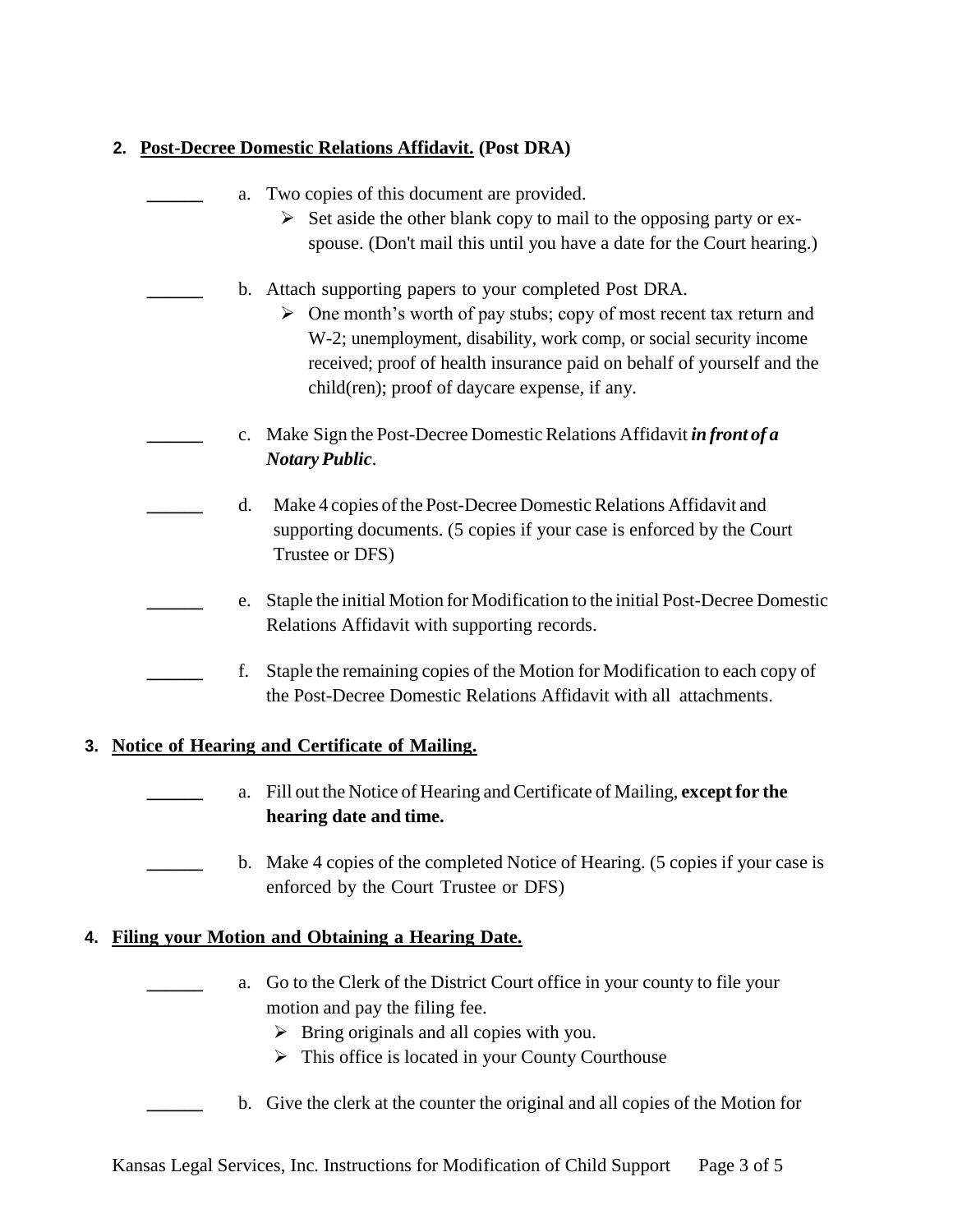2. **Post-Decree Domestic Relations Affidavit. (Post DRA)**

______ a. Two copies of this document are provided.

- Set aside the other blank copy to mail to the opposing party or ex-spouse. (Don't mail this until you have a date for the Court hearing.)

______ b. Attach supporting papers to your completed Post DRA.

- One month's worth of pay stubs; copy of most recent tax return and W-2; unemployment, disability, work comp, or social security income received; proof of health insurance paid on behalf of yourself and the child(ren); proof of daycare expense, if any.

______ c. Make Sign the Post-Decree Domestic Relations Affidavit ***in front of a Notary Public***.

______ d. Make 4 copies of the Post-Decree Domestic Relations Affidavit and supporting documents. (5 copies if your case is enforced by the Court Trustee or DFS)

______ e. Staple the initial Motion for Modification to the initial Post-Decree Domestic Relations Affidavit with supporting records.

______ f. Staple the remaining copies of the Motion for Modification to each copy of the Post-Decree Domestic Relations Affidavit with all attachments.

3. **Notice of Hearing and Certificate of Mailing.**

______ a. Fill out the Notice of Hearing and Certificate of Mailing, **except for the hearing date and time.**

______ b. Make 4 copies of the completed Notice of Hearing. (5 copies if your case is enforced by the Court Trustee or DFS)

4. **Filing your Motion and Obtaining a Hearing Date.**

______ a. Go to the Clerk of the District Court office in your county to file your motion and pay the filing fee.

- Bring originals and all copies with you.
- This office is located in your County Courthouse

______ b. Give the clerk at the counter the original and all copies of the Motion for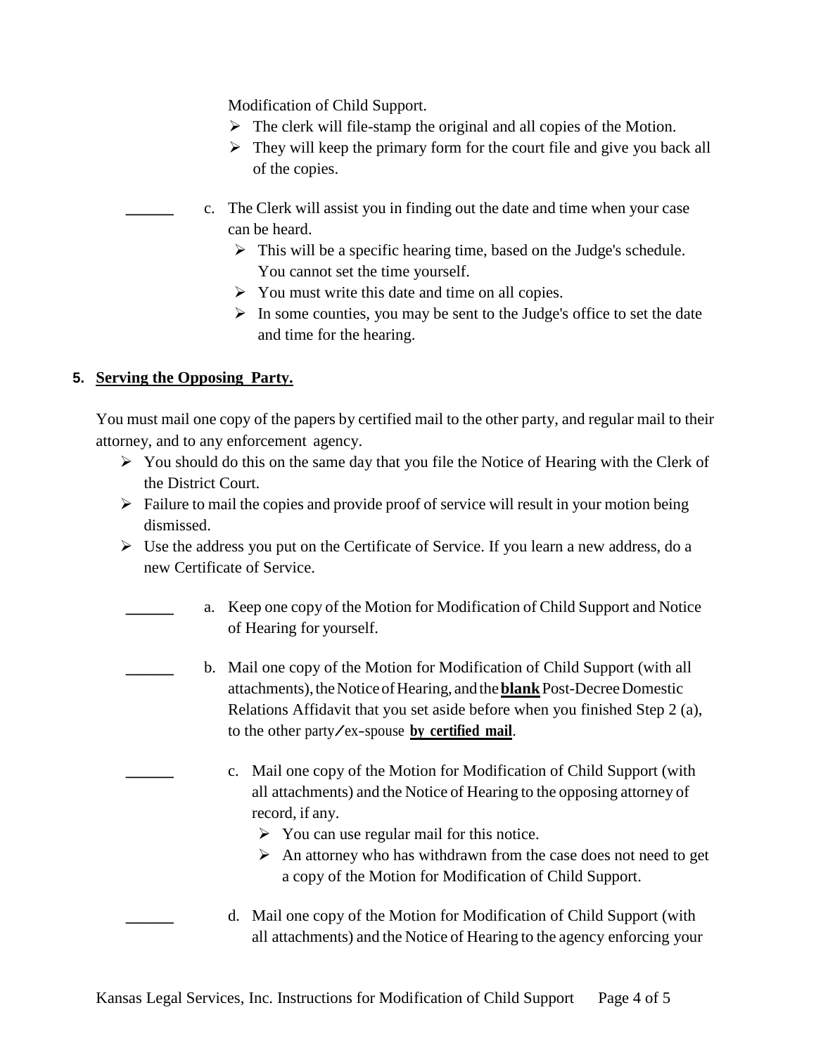Modification of Child Support.

- The clerk will file-stamp the original and all copies of the Motion.
- They will keep the primary form for the court file and give you back all of the copies.

______ c. The Clerk will assist you in finding out the date and time when your case can be heard.

- This will be a specific hearing time, based on the Judge's schedule. You cannot set the time yourself.
- You must write this date and time on all copies.
- In some counties, you may be sent to the Judge's office to set the date and time for the hearing.

## 5. Serving the Opposing Party.

You must mail one copy of the papers by certified mail to the other party, and regular mail to their attorney, and to any enforcement agency.

- You should do this on the same day that you file the Notice of Hearing with the Clerk of the District Court.
- Failure to mail the copies and provide proof of service will result in your motion being dismissed.
- Use the address you put on the Certificate of Service. If you learn a new address, do a new Certificate of Service.

______ a. Keep one copy of the Motion for Modification of Child Support and Notice of Hearing for yourself.

______ b. Mail one copy of the Motion for Modification of Child Support (with all attachments), the Notice of Hearing, and the **blank** Post-Decree Domestic Relations Affidavit that you set aside before when you finished Step 2 (a), to the other party/ex-spouse **by certified mail**.

______ c. Mail one copy of the Motion for Modification of Child Support (with all attachments) and the Notice of Hearing to the opposing attorney of record, if any.

- You can use regular mail for this notice.
- An attorney who has withdrawn from the case does not need to get a copy of the Motion for Modification of Child Support.

______ d. Mail one copy of the Motion for Modification of Child Support (with all attachments) and the Notice of Hearing to the agency enforcing your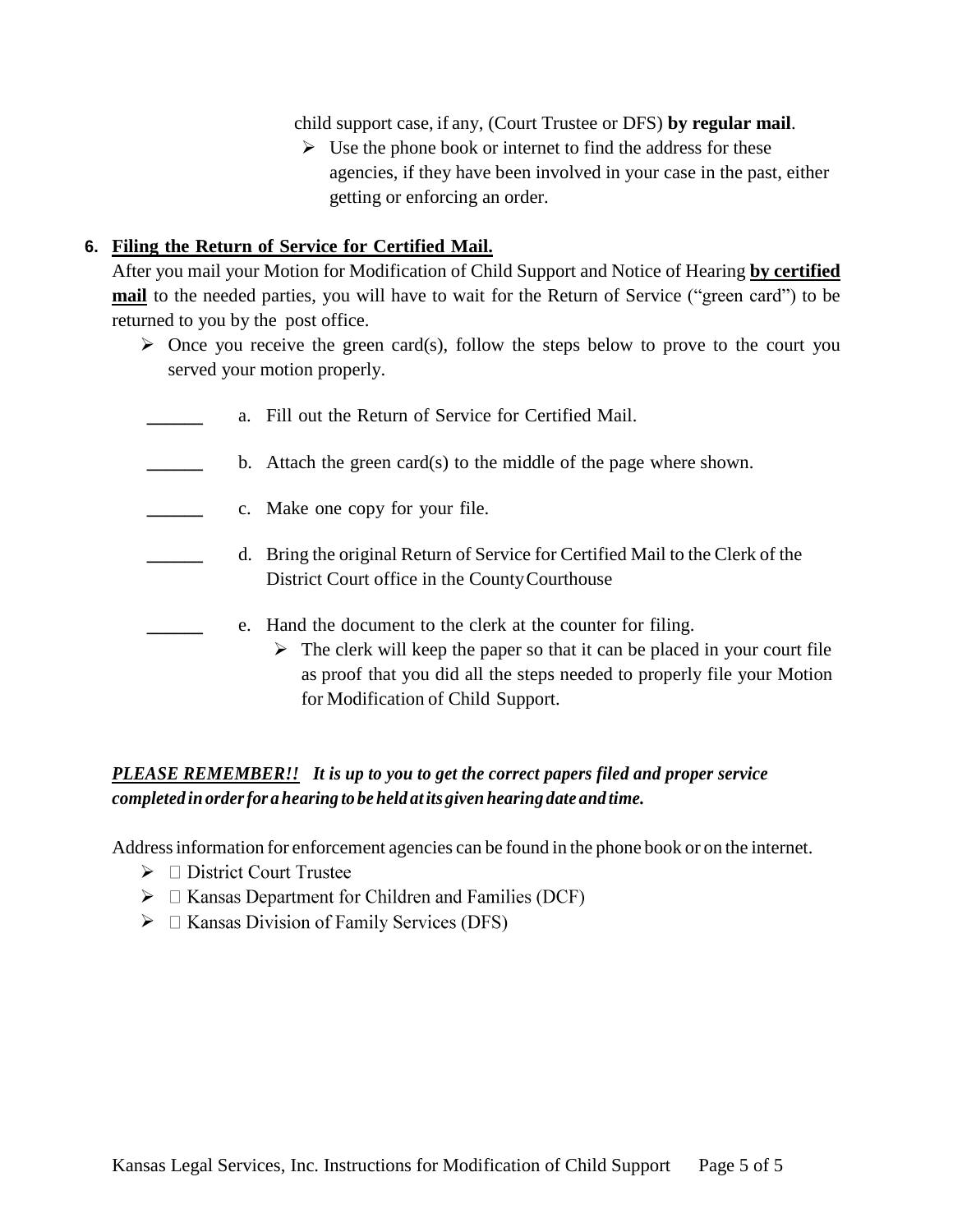child support case, if any, (Court Trustee or DFS) **by regular mail**.

- Use the phone book or internet to find the address for these agencies, if they have been involved in your case in the past, either getting or enforcing an order.

**6. <u>Filing the Return of Service for Certified Mail.</u>**

After you mail your Motion for Modification of Child Support and Notice of Hearing **<u>by certified mail</u>** to the needed parties, you will have to wait for the Return of Service ("green card") to be returned to you by the post office.

- Once you receive the green card(s), follow the steps below to prove to the court you served your motion properly.

______ a. Fill out the Return of Service for Certified Mail.

______ b. Attach the green card(s) to the middle of the page where shown.

______ c. Make one copy for your file.

______ d. Bring the original Return of Service for Certified Mail to the Clerk of the District Court office in the County Courthouse

______ e. Hand the document to the clerk at the counter for filing.

- The clerk will keep the paper so that it can be placed in your court file as proof that you did all the steps needed to properly file your Motion for Modification of Child Support.

***<u>PLEASE REMEMBER!!</u>*** ***It is up to you to get the correct papers filed and proper service completed in order for a hearing to be held at its given hearing date and time.***

Address information for enforcement agencies can be found in the phone book or on the internet.

- ☐ District Court Trustee
- ☐ Kansas Department for Children and Families (DCF)
- ☐ Kansas Division of Family Services (DFS)